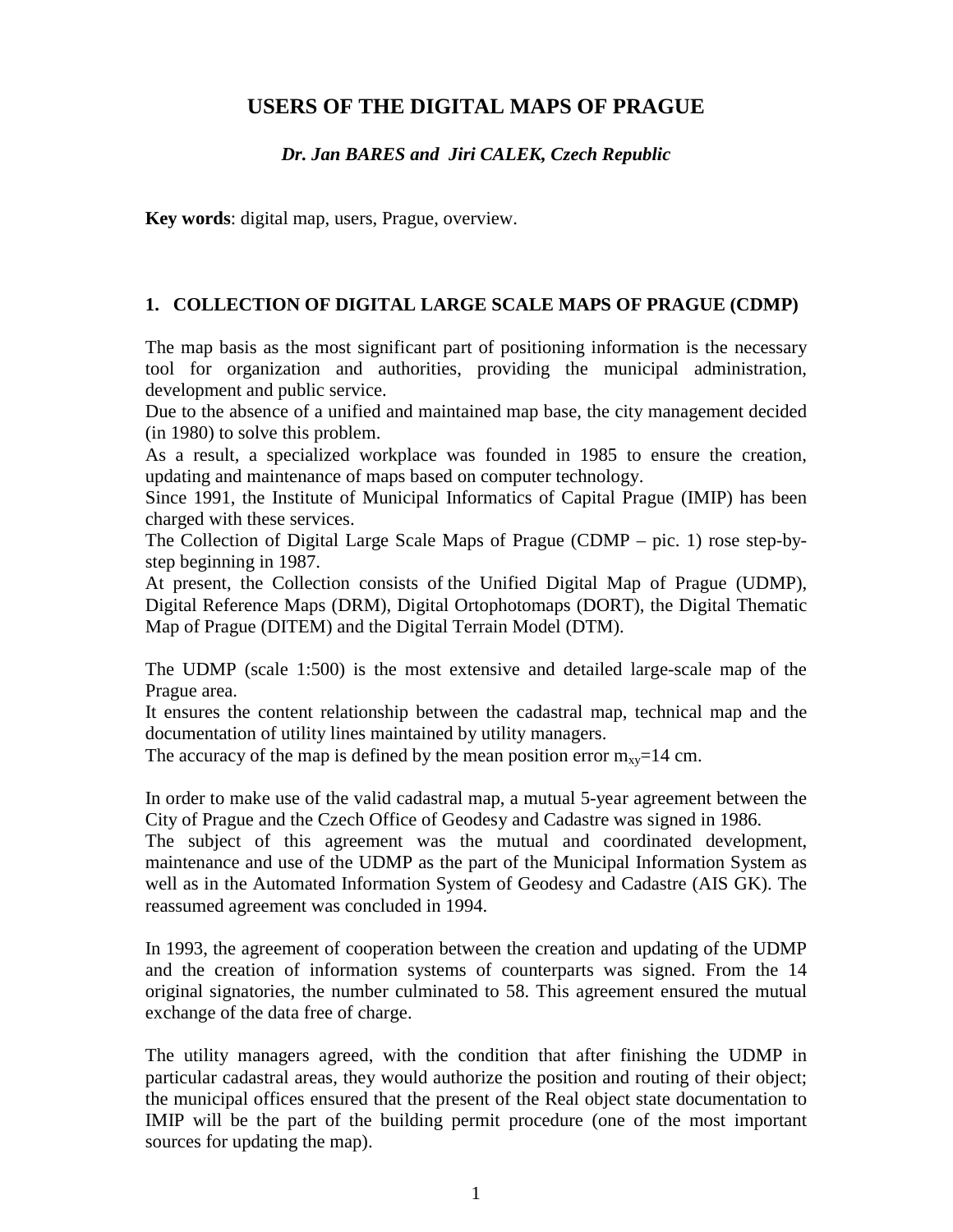# USERS OF THE DIGITAL MAPS OF PRAGUE

***Dr. Jan BARES and Jiri CALEK, Czech Republic***

**Key words**: digital map, users, Prague, overview.

## 1. COLLECTION OF DIGITAL LARGE SCALE MAPS OF PRAGUE (CDMP)

The map basis as the most significant part of positioning information is the necessary tool for organization and authorities, providing the municipal administration, development and public service.
Due to the absence of a unified and maintained map base, the city management decided (in 1980) to solve this problem.
As a result, a specialized workplace was founded in 1985 to ensure the creation, updating and maintenance of maps based on computer technology.
Since 1991, the Institute of Municipal Informatics of Capital Prague (IMIP) has been charged with these services.
The Collection of Digital Large Scale Maps of Prague (CDMP – pic. 1) rose step-by-step beginning in 1987.
At present, the Collection consists of the Unified Digital Map of Prague (UDMP), Digital Reference Maps (DRM), Digital Ortophotomaps (DORT), the Digital Thematic Map of Prague (DITEM) and the Digital Terrain Model (DTM).

The UDMP (scale 1:500) is the most extensive and detailed large-scale map of the Prague area.
It ensures the content relationship between the cadastral map, technical map and the documentation of utility lines maintained by utility managers.
The accuracy of the map is defined by the mean position error $m_{xy}$=14 cm.

In order to make use of the valid cadastral map, a mutual 5-year agreement between the City of Prague and the Czech Office of Geodesy and Cadastre was signed in 1986.
The subject of this agreement was the mutual and coordinated development, maintenance and use of the UDMP as the part of the Municipal Information System as well as in the Automated Information System of Geodesy and Cadastre (AIS GK). The reassumed agreement was concluded in 1994.

In 1993, the agreement of cooperation between the creation and updating of the UDMP and the creation of information systems of counterparts was signed. From the 14 original signatories, the number culminated to 58. This agreement ensured the mutual exchange of the data free of charge.

The utility managers agreed, with the condition that after finishing the UDMP in particular cadastral areas, they would authorize the position and routing of their object; the municipal offices ensured that the present of the Real object state documentation to IMIP will be the part of the building permit procedure (one of the most important sources for updating the map).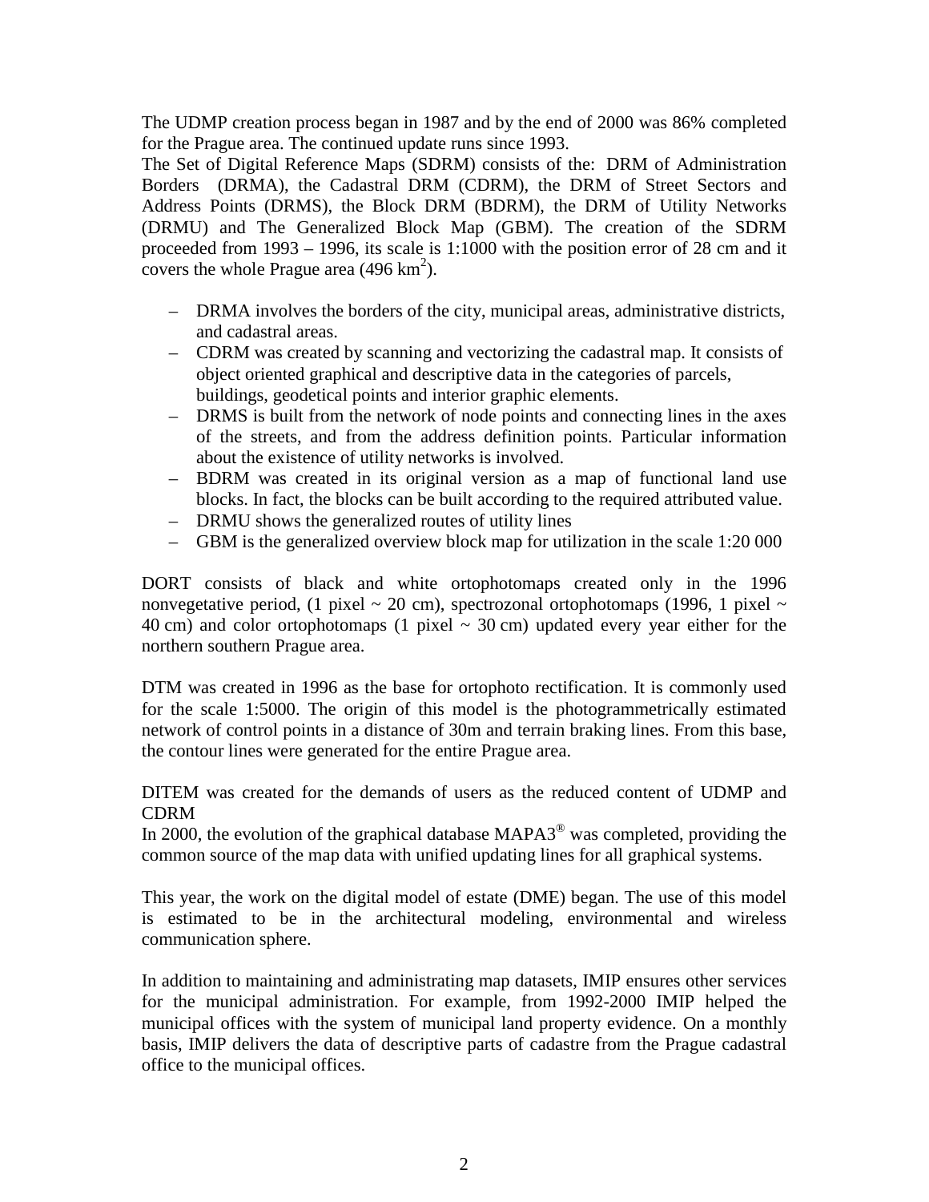The UDMP creation process began in 1987 and by the end of 2000 was 86% completed for the Prague area. The continued update runs since 1993.

The Set of Digital Reference Maps (SDRM) consists of the: DRM of Administration Borders (DRMA), the Cadastral DRM (CDRM), the DRM of Street Sectors and Address Points (DRMS), the Block DRM (BDRM), the DRM of Utility Networks (DRMU) and The Generalized Block Map (GBM). The creation of the SDRM proceeded from 1993 – 1996, its scale is 1:1000 with the position error of 28 cm and it covers the whole Prague area (496 $km^2$).

- DRMA involves the borders of the city, municipal areas, administrative districts, and cadastral areas.
- CDRM was created by scanning and vectorizing the cadastral map. It consists of object oriented graphical and descriptive data in the categories of parcels, buildings, geodetical points and interior graphic elements.
- DRMS is built from the network of node points and connecting lines in the axes of the streets, and from the address definition points. Particular information about the existence of utility networks is involved.
- BDRM was created in its original version as a map of functional land use blocks. In fact, the blocks can be built according to the required attributed value.
- DRMU shows the generalized routes of utility lines
- GBM is the generalized overview block map for utilization in the scale 1:20 000

DORT consists of black and white ortophotomaps created only in the 1996 nonvegetative period, (1 pixel ~ 20 cm), spectrozonal ortophotomaps (1996, 1 pixel ~ 40 cm) and color ortophotomaps (1 pixel ~ 30 cm) updated every year either for the northern southern Prague area.

DTM was created in 1996 as the base for ortophoto rectification. It is commonly used for the scale 1:5000. The origin of this model is the photogrammetrically estimated network of control points in a distance of 30m and terrain braking lines. From this base, the contour lines were generated for the entire Prague area.

DITEM was created for the demands of users as the reduced content of UDMP and CDRM

In 2000, the evolution of the graphical database MAPA3® was completed, providing the common source of the map data with unified updating lines for all graphical systems.

This year, the work on the digital model of estate (DME) began. The use of this model is estimated to be in the architectural modeling, environmental and wireless communication sphere.

In addition to maintaining and administrating map datasets, IMIP ensures other services for the municipal administration. For example, from 1992-2000 IMIP helped the municipal offices with the system of municipal land property evidence. On a monthly basis, IMIP delivers the data of descriptive parts of cadastre from the Prague cadastral office to the municipal offices.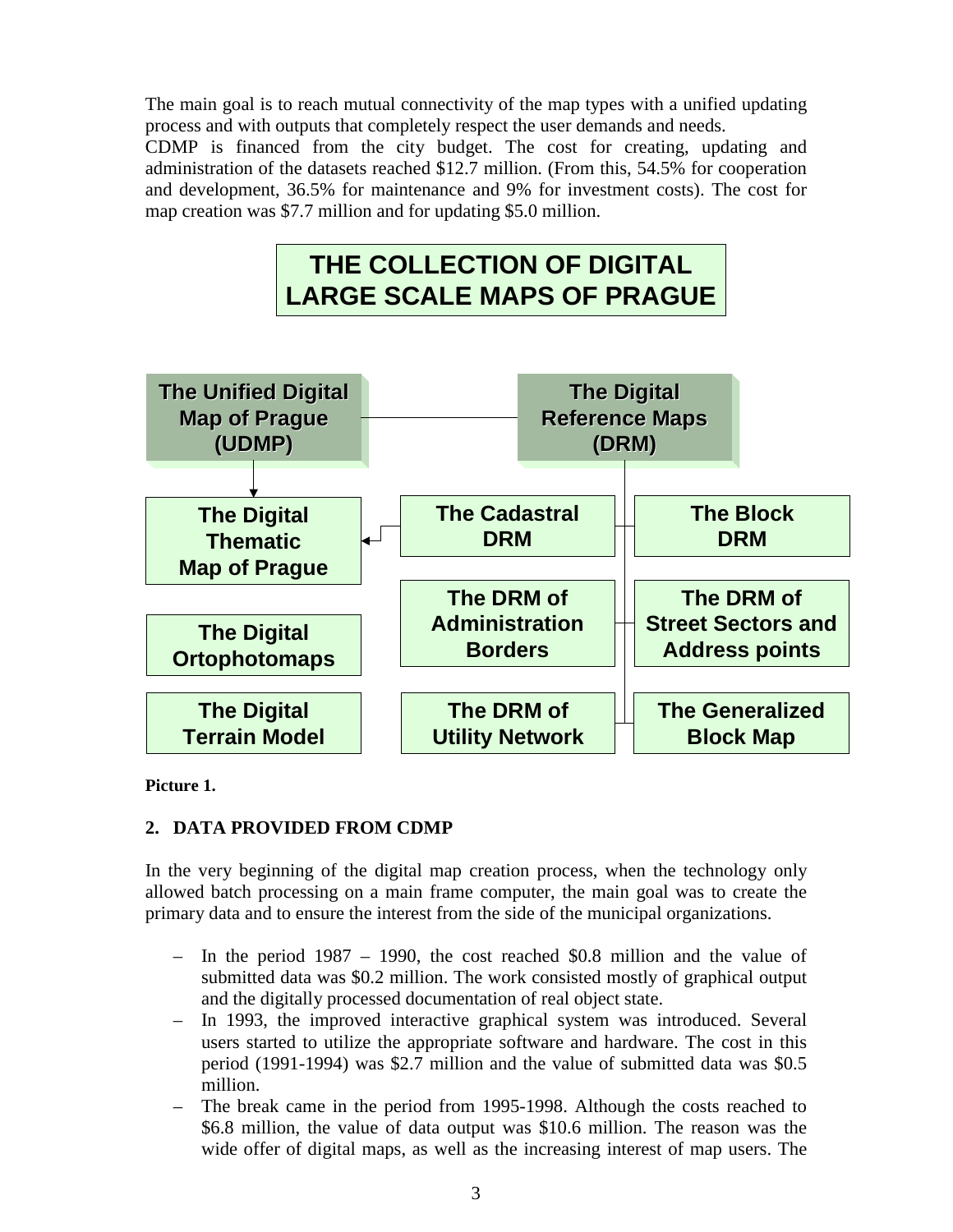The main goal is to reach mutual connectivity of the map types with a unified updating process and with outputs that completely respect the user demands and needs.

CDMP is financed from the city budget. The cost for creating, updating and administration of the datasets reached $12.7 million. (From this, 54.5% for cooperation and development, 36.5% for maintenance and 9% for investment costs). The cost for map creation was $7.7 million and for updating $5.0 million.

**THE COLLECTION OF DIGITAL LARGE SCALE MAPS OF PRAGUE**

- **The Unified Digital Map of Prague (UDMP)**
  - The Digital Thematic Map of Prague
- **The Digital Reference Maps (DRM)**
  - The Cadastral DRM
  - The Block DRM
  - The DRM of Administration Borders
  - The DRM of Street Sectors and Address points
  - The DRM of Utility Network
  - The Generalized Block Map
- **The Digital Ortophotomaps**
- **The Digital Terrain Model**

**Picture 1.**

## 2. DATA PROVIDED FROM CDMP

In the very beginning of the digital map creation process, when the technology only allowed batch processing on a main frame computer, the main goal was to create the primary data and to ensure the interest from the side of the municipal organizations.

- In the period 1987 – 1990, the cost reached $0.8 million and the value of submitted data was $0.2 million. The work consisted mostly of graphical output and the digitally processed documentation of real object state.
- In 1993, the improved interactive graphical system was introduced. Several users started to utilize the appropriate software and hardware. The cost in this period (1991-1994) was $2.7 million and the value of submitted data was $0.5 million.
- The break came in the period from 1995-1998. Although the costs reached to $6.8 million, the value of data output was $10.6 million. The reason was the wide offer of digital maps, as well as the increasing interest of map users. The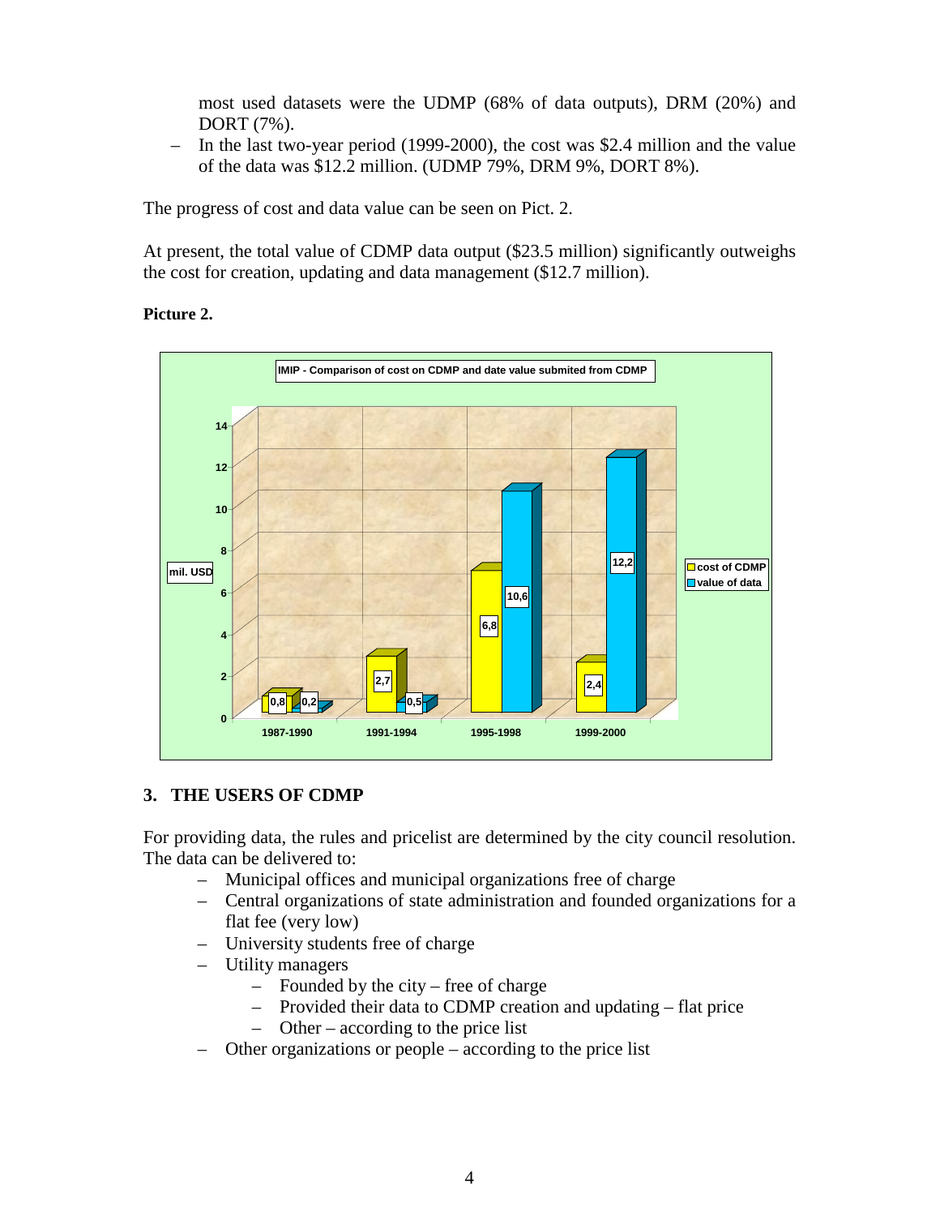most used datasets were the UDMP (68% of data outputs), DRM (20%) and DORT (7%).

- In the last two-year period (1999-2000), the cost was $2.4 million and the value of the data was $12.2 million. (UDMP 79%, DRM 9%, DORT 8%).

The progress of cost and data value can be seen on Pict. 2.

At present, the total value of CDMP data output ($23.5 million) significantly outweighs the cost for creation, updating and data management ($12.7 million).

**Picture 2.**

IMIP - Comparison of cost on CDMP and date value submited from CDMP

| mil. USD | 1987-1990 | 1991-1994 | 1995-1998 | 1999-2000 |
|---|---|---|---|---|
| cost of CDMP | 0,8 | 2,7 | 6,8 | 2,4 |
| value of data | 0,2 | 0,5 | 10,6 | 12,2 |

## 3. THE USERS OF CDMP

For providing data, the rules and pricelist are determined by the city council resolution. The data can be delivered to:

- Municipal offices and municipal organizations free of charge
- Central organizations of state administration and founded organizations for a flat fee (very low)
- University students free of charge
- Utility managers
  - Founded by the city – free of charge
  - Provided their data to CDMP creation and updating – flat price
  - Other – according to the price list
- Other organizations or people – according to the price list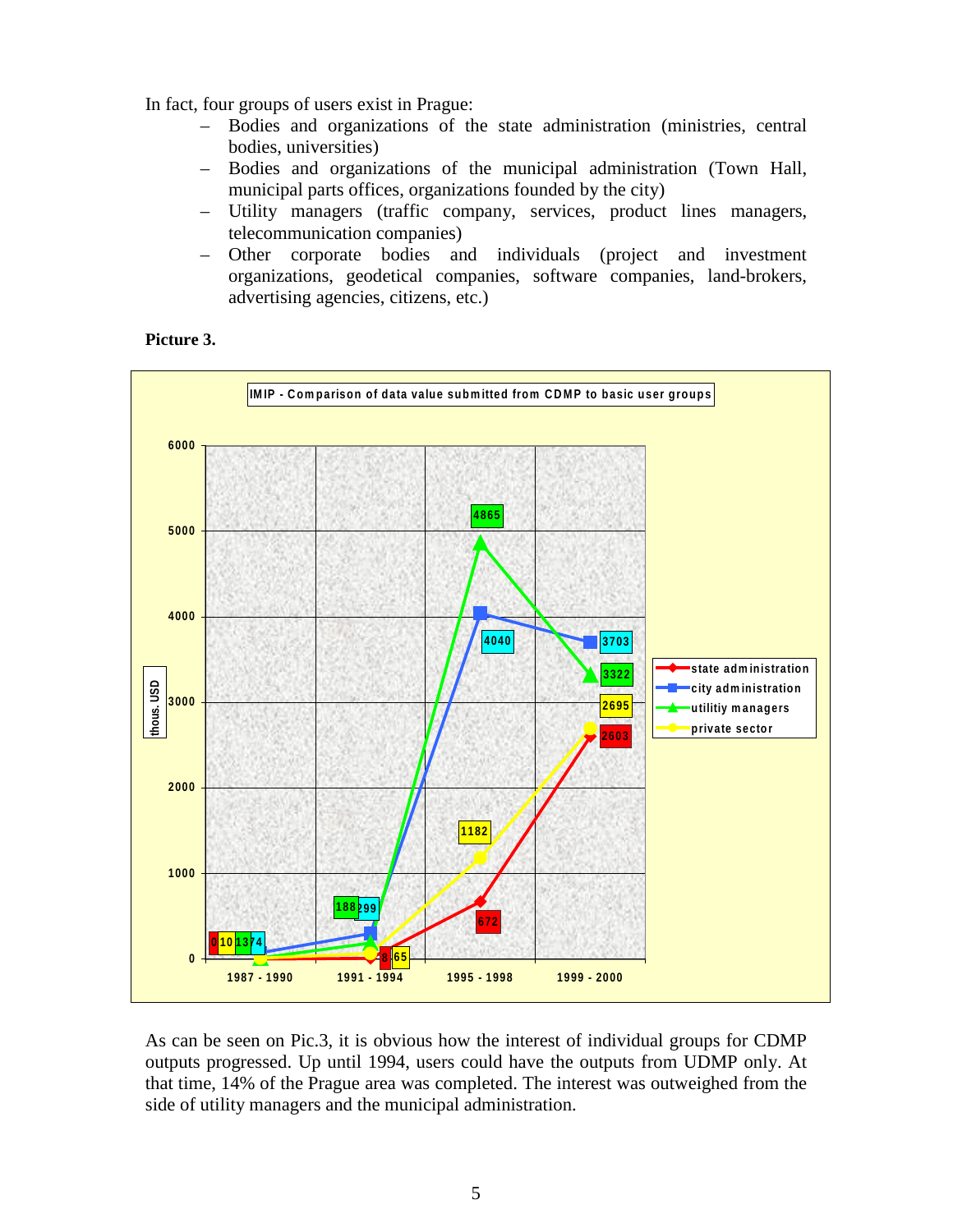In fact, four groups of users exist in Prague:

- Bodies and organizations of the state administration (ministries, central bodies, universities)
- Bodies and organizations of the municipal administration (Town Hall, municipal parts offices, organizations founded by the city)
- Utility managers (traffic company, services, product lines managers, telecommunication companies)
- Other corporate bodies and individuals (project and investment organizations, geodetical companies, software companies, land-brokers, advertising agencies, citizens, etc.)

**Picture 3.**

**IMIP - Comparison of data value submitted from CDMP to basic user groups** (thous. USD)

| | 1987 - 1990 | 1991 - 1994 | 1995 - 1998 | 1999 - 2000 |
|---|---|---|---|---|
| state administration | 0 | 8 | 672 | 2603 |
| city administration | 74 | 299 | 4040 | 3703 |
| utilitiy managers | 13 | 188 | 4865 | 3322 |
| private sector | 10 | 65 | 1182 | 2695 |

As can be seen on Pic.3, it is obvious how the interest of individual groups for CDMP outputs progressed. Up until 1994, users could have the outputs from UDMP only. At that time, 14% of the Prague area was completed. The interest was outweighed from the side of utility managers and the municipal administration.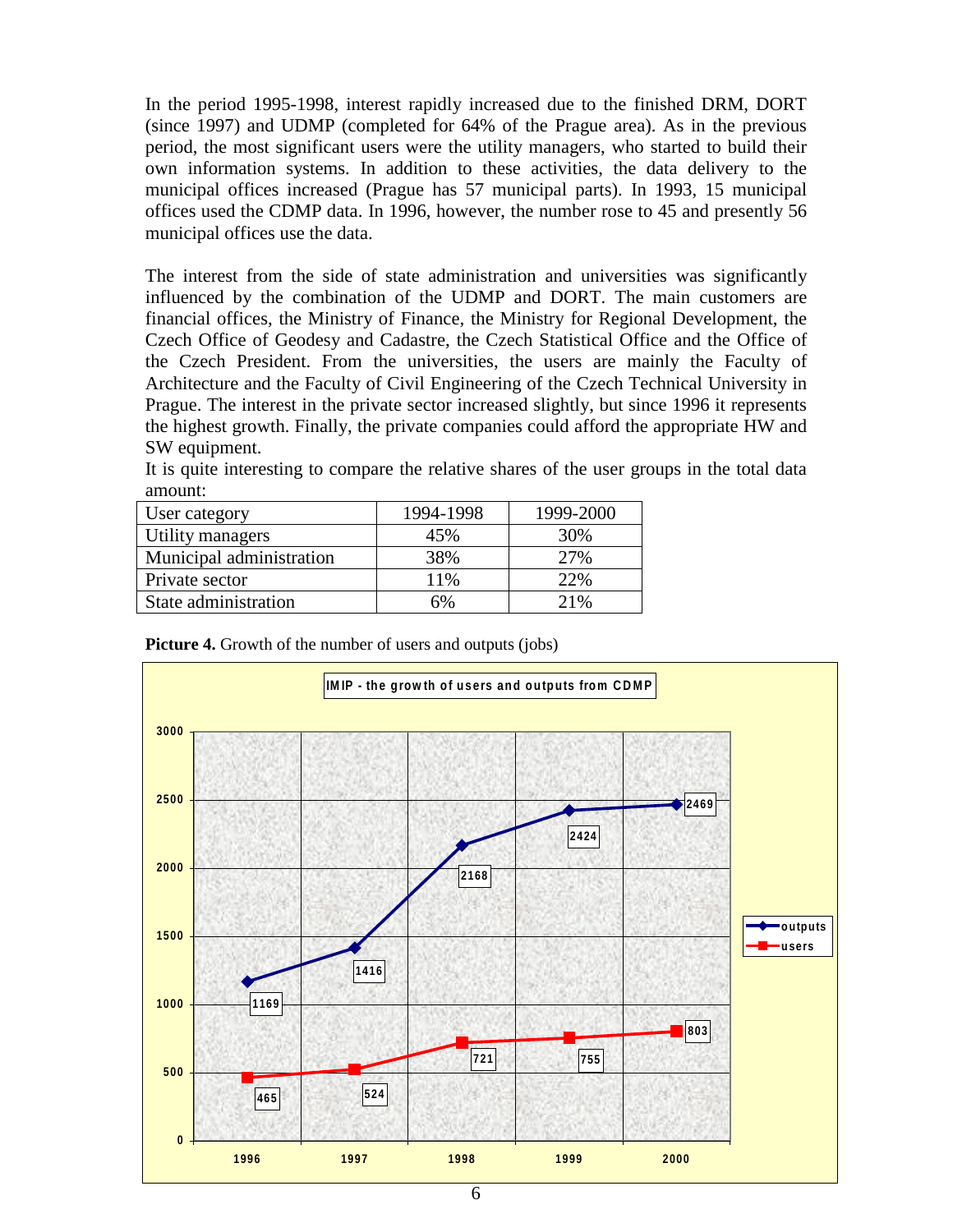In the period 1995-1998, interest rapidly increased due to the finished DRM, DORT (since 1997) and UDMP (completed for 64% of the Prague area). As in the previous period, the most significant users were the utility managers, who started to build their own information systems. In addition to these activities, the data delivery to the municipal offices increased (Prague has 57 municipal parts). In 1993, 15 municipal offices used the CDMP data. In 1996, however, the number rose to 45 and presently 56 municipal offices use the data.

The interest from the side of state administration and universities was significantly influenced by the combination of the UDMP and DORT. The main customers are financial offices, the Ministry of Finance, the Ministry for Regional Development, the Czech Office of Geodesy and Cadastre, the Czech Statistical Office and the Office of the Czech President. From the universities, the users are mainly the Faculty of Architecture and the Faculty of Civil Engineering of the Czech Technical University in Prague. The interest in the private sector increased slightly, but since 1996 it represents the highest growth. Finally, the private companies could afford the appropriate HW and SW equipment.

It is quite interesting to compare the relative shares of the user groups in the total data amount:

| User category | 1994-1998 | 1999-2000 |
|---|---|---|
| Utility managers | 45% | 30% |
| Municipal administration | 38% | 27% |
| Private sector | 11% | 22% |
| State administration | 6% | 21% |

**Picture 4.** Growth of the number of users and outputs (jobs)

IMIP - the growth of users and outputs from CDMP

| Year | outputs | users |
|---|---|---|
| 1996 | 1169 | 465 |
| 1997 | 1416 | 524 |
| 1998 | 2168 | 721 |
| 1999 | 2424 | 755 |
| 2000 | 2469 | 803 |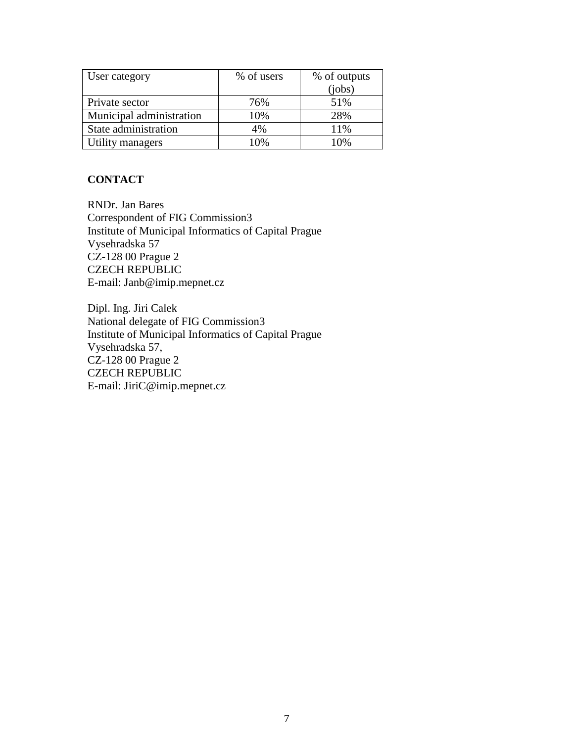| User category | % of users | % of outputs (jobs) |
|---|---|---|
| Private sector | 76% | 51% |
| Municipal administration | 10% | 28% |
| State administration | 4% | 11% |
| Utility managers | 10% | 10% |

## CONTACT

RNDr. Jan Bares
Correspondent of FIG Commission3
Institute of Municipal Informatics of Capital Prague
Vysehradska 57
CZ-128 00 Prague 2
CZECH REPUBLIC
E-mail: Janb@imip.mepnet.cz

Dipl. Ing. Jiri Calek
National delegate of FIG Commission3
Institute of Municipal Informatics of Capital Prague
Vysehradska 57,
CZ-128 00 Prague 2
CZECH REPUBLIC
E-mail: JiriC@imip.mepnet.cz